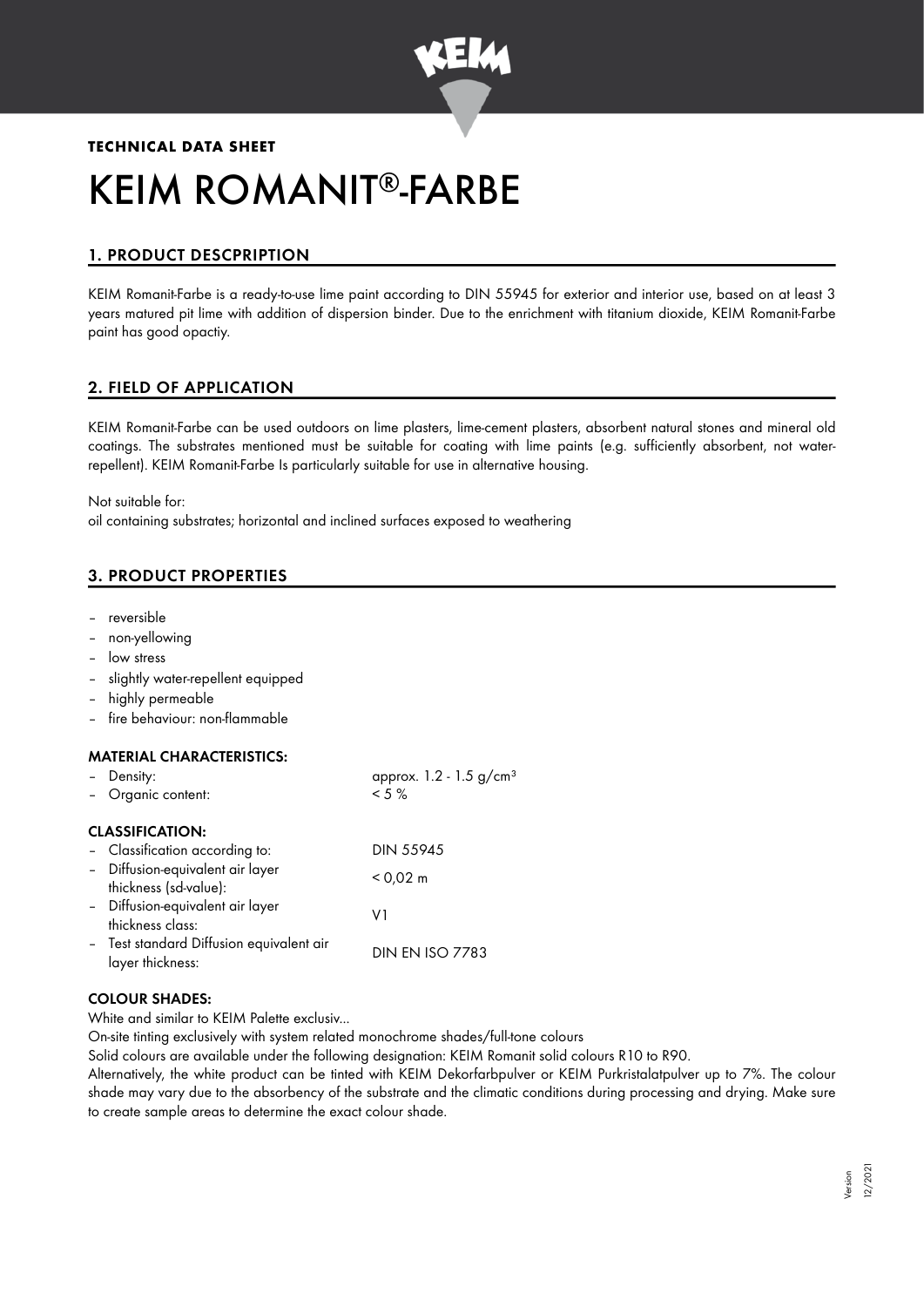**TECHNICAL DATA SHEET**

# KEIM ROMANIT®-FARBE

## 1. PRODUCT DESCPRIPTION

KEIM Romanit-Farbe is a ready-to-use lime paint according to DIN 55945 for exterior and interior use, based on at least 3 years matured pit lime with addition of dispersion binder. Due to the enrichment with titanium dioxide, KEIM Romanit-Farbe paint has good opactiy.

## 2. FIELD OF APPLICATION

KEIM Romanit-Farbe can be used outdoors on lime plasters, lime-cement plasters, absorbent natural stones and mineral old coatings. The substrates mentioned must be suitable for coating with lime paints (e.g. sufficiently absorbent, not water-repellent). KEIM Romanit-Farbe Is particularly suitable for use in alternative housing.

Not suitable for:
oil containing substrates; horizontal and inclined surfaces exposed to weathering

## 3. PRODUCT PROPERTIES

- reversible
- non-yellowing
- low stress
- slightly water-repellent equipped
- highly permeable
- fire behaviour: non-flammable

### MATERIAL CHARACTERISTICS:

| | |
|---|---|
| – Density: | approx. 1.2 - 1.5 g/cm³ |
| – Organic content: | < 5 % |

### CLASSIFICATION:

| | |
|---|---|
| – Classification according to: | DIN 55945 |
| – Diffusion-equivalent air layer thickness (sd-value): | < 0,02 m |
| – Diffusion-equivalent air layer thickness class: | V1 |
| – Test standard Diffusion equivalent air layer thickness: | DIN EN ISO 7783 |

### COLOUR SHADES:

White and similar to KEIM Palette exclusiv...

On-site tinting exclusively with system related monochrome shades/full-tone colours

Solid colours are available under the following designation: KEIM Romanit solid colours R10 to R90.

Alternatively, the white product can be tinted with KEIM Dekorfarbpulver or KEIM Purkristalatpulver up to 7%. The colour shade may vary due to the absorbency of the substrate and the climatic conditions during processing and drying. Make sure to create sample areas to determine the exact colour shade.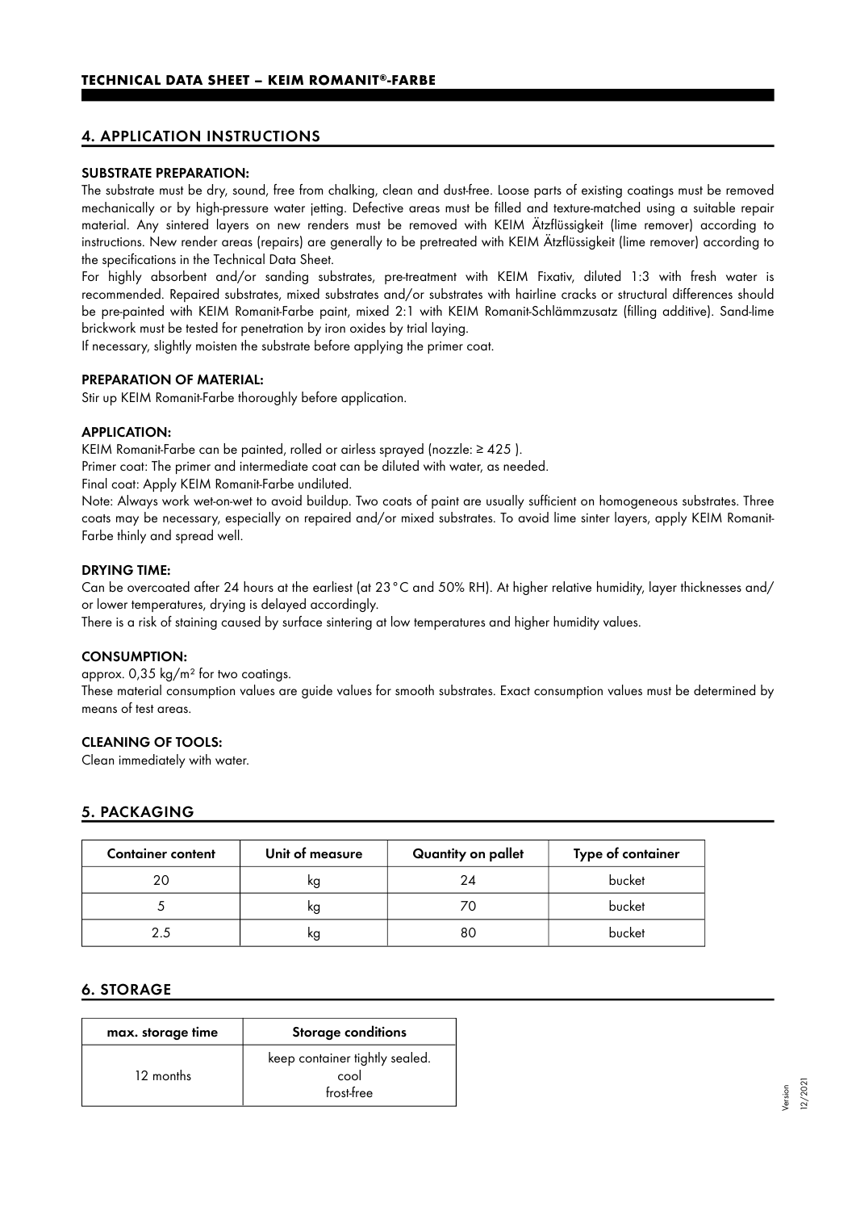## 4. APPLICATION INSTRUCTIONS

**SUBSTRATE PREPARATION:**

The substrate must be dry, sound, free from chalking, clean and dust-free. Loose parts of existing coatings must be removed mechanically or by high-pressure water jetting. Defective areas must be filled and texture-matched using a suitable repair material. Any sintered layers on new renders must be removed with KEIM Ätzflüssigkeit (lime remover) according to instructions. New render areas (repairs) are generally to be pretreated with KEIM Ätzflüssigkeit (lime remover) according to the specifications in the Technical Data Sheet.

For highly absorbent and/or sanding substrates, pre-treatment with KEIM Fixativ, diluted 1:3 with fresh water is recommended. Repaired substrates, mixed substrates and/or substrates with hairline cracks or structural differences should be pre-painted with KEIM Romanit-Farbe paint, mixed 2:1 with KEIM Romanit-Schlämmzusatz (filling additive). Sand-lime brickwork must be tested for penetration by iron oxides by trial laying.

If necessary, slightly moisten the substrate before applying the primer coat.

**PREPARATION OF MATERIAL:**

Stir up KEIM Romanit-Farbe thoroughly before application.

**APPLICATION:**

KEIM Romanit-Farbe can be painted, rolled or airless sprayed (nozzle: ≥ 425 ).

Primer coat: The primer and intermediate coat can be diluted with water, as needed.

Final coat: Apply KEIM Romanit-Farbe undiluted.

Note: Always work wet-on-wet to avoid buildup. Two coats of paint are usually sufficient on homogeneous substrates. Three coats may be necessary, especially on repaired and/or mixed substrates. To avoid lime sinter layers, apply KEIM Romanit-Farbe thinly and spread well.

**DRYING TIME:**

Can be overcoated after 24 hours at the earliest (at 23 °C and 50% RH). At higher relative humidity, layer thicknesses and/ or lower temperatures, drying is delayed accordingly.

There is a risk of staining caused by surface sintering at low temperatures and higher humidity values.

**CONSUMPTION:**

approx. 0,35 kg/m² for two coatings.

These material consumption values are guide values for smooth substrates. Exact consumption values must be determined by means of test areas.

**CLEANING OF TOOLS:**

Clean immediately with water.

## 5. PACKAGING

| Container content | Unit of measure | Quantity on pallet | Type of container |
|---|---|---|---|
| 20 | kg | 24 | bucket |
| 5 | kg | 70 | bucket |
| 2.5 | kg | 80 | bucket |

## 6. STORAGE

| max. storage time | Storage conditions |
|---|---|
| 12 months | keep container tightly sealed. cool frost-free |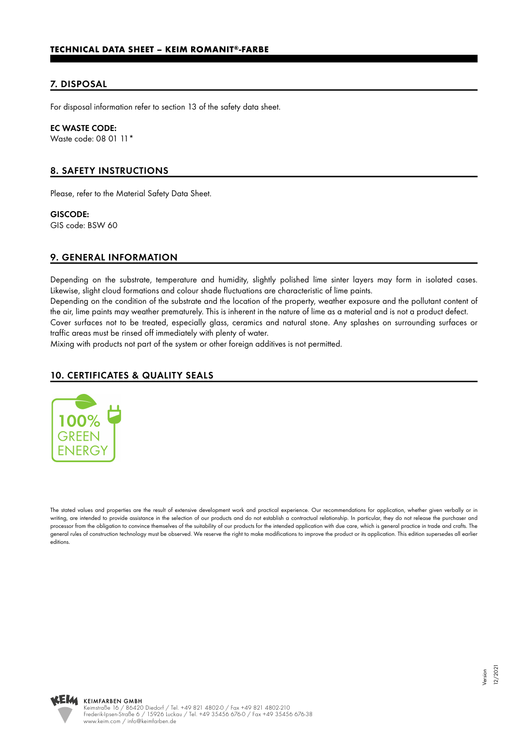## 7. DISPOSAL

For disposal information refer to section 13 of the safety data sheet.

**EC WASTE CODE:**
Waste code: 08 01 11*

## 8. SAFETY INSTRUCTIONS

Please, refer to the Material Safety Data Sheet.

**GISCODE:**
GIS code: BSW 60

## 9. GENERAL INFORMATION

Depending on the substrate, temperature and humidity, slightly polished lime sinter layers may form in isolated cases. Likewise, slight cloud formations and colour shade fluctuations are characteristic of lime paints.
Depending on the condition of the substrate and the location of the property, weather exposure and the pollutant content of the air, lime paints may weather prematurely. This is inherent in the nature of lime as a material and is not a product defect.
Cover surfaces not to be treated, especially glass, ceramics and natural stone. Any splashes on surrounding surfaces or traffic areas must be rinsed off immediately with plenty of water.
Mixing with products not part of the system or other foreign additives is not permitted.

## 10. CERTIFICATES & QUALITY SEALS

100% GREEN ENERGY

The stated values and properties are the result of extensive development work and practical experience. Our recommendations for application, whether given verbally or in writing, are intended to provide assistance in the selection of our products and do not establish a contractual relationship. In particular, they do not release the purchaser and processor from the obligation to convince themselves of the suitability of our products for the intended application with due care, which is general practice in trade and crafts. The general rules of construction technology must be observed. We reserve the right to make modifications to improve the product or its application. This edition supersedes all earlier editions.

Version 12/2021

KEIMFARBEN GMBH
Keimstraße 16 / 86420 Diedorf / Tel. +49 821 4802-0 / Fax +49 821 4802-210
Frederik-Ipsen-Straße 6 / 15926 Luckau / Tel. +49 35456 676-0 / Fax +49 35456 676-38
www.keim.com / info@keimfarben.de